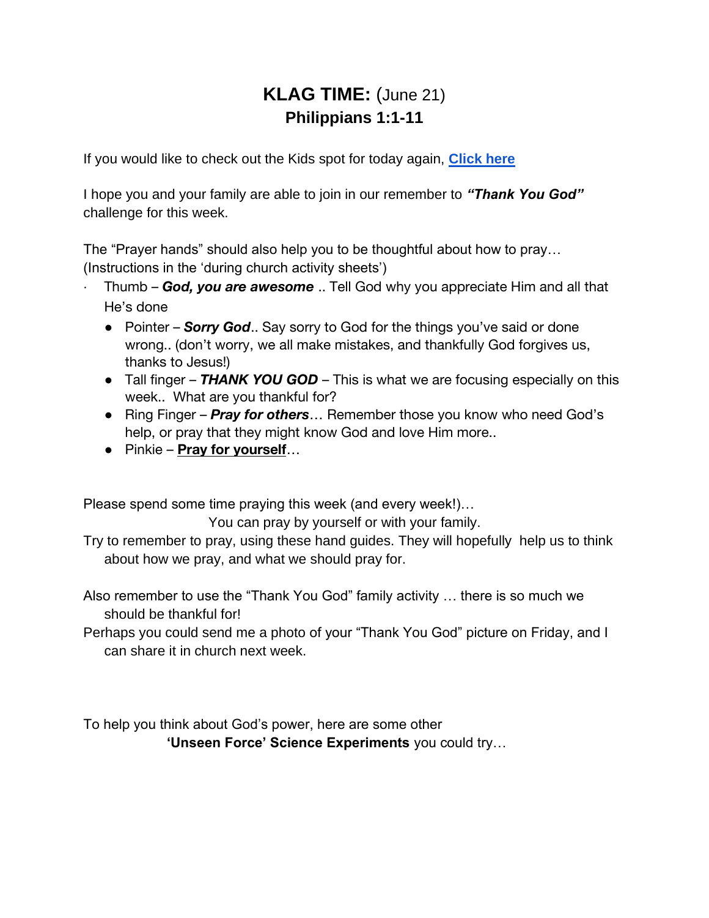# **KLAG TIME:** (June 21)
## Philippians 1:1-11

If you would like to check out the Kids spot for today again, **[Click here]**

I hope you and your family are able to join in our remember to ***"Thank You God"*** challenge for this week.

The "Prayer hands" should also help you to be thoughtful about how to pray…
(Instructions in the 'during church activity sheets')

- Thumb – ***God, you are awesome*** .. Tell God why you appreciate Him and all that He's done
- Pointer – ***Sorry God***.. Say sorry to God for the things you've said or done wrong.. (don't worry, we all make mistakes, and thankfully God forgives us, thanks to Jesus!)
- Tall finger – ***THANK YOU GOD*** – This is what we are focusing especially on this week.. What are you thankful for?
- Ring Finger – ***Pray for others***… Remember those you know who need God's help, or pray that they might know God and love Him more..
- Pinkie – **<u>Pray for yourself</u>**…

Please spend some time praying this week (and every week!)…
You can pray by yourself or with your family.

Try to remember to pray, using these hand guides. They will hopefully help us to think about how we pray, and what we should pray for.

Also remember to use the "Thank You God" family activity … there is so much we should be thankful for!

Perhaps you could send me a photo of your "Thank You God" picture on Friday, and I can share it in church next week.

To help you think about God's power, here are some other
**'Unseen Force' Science Experiments** you could try…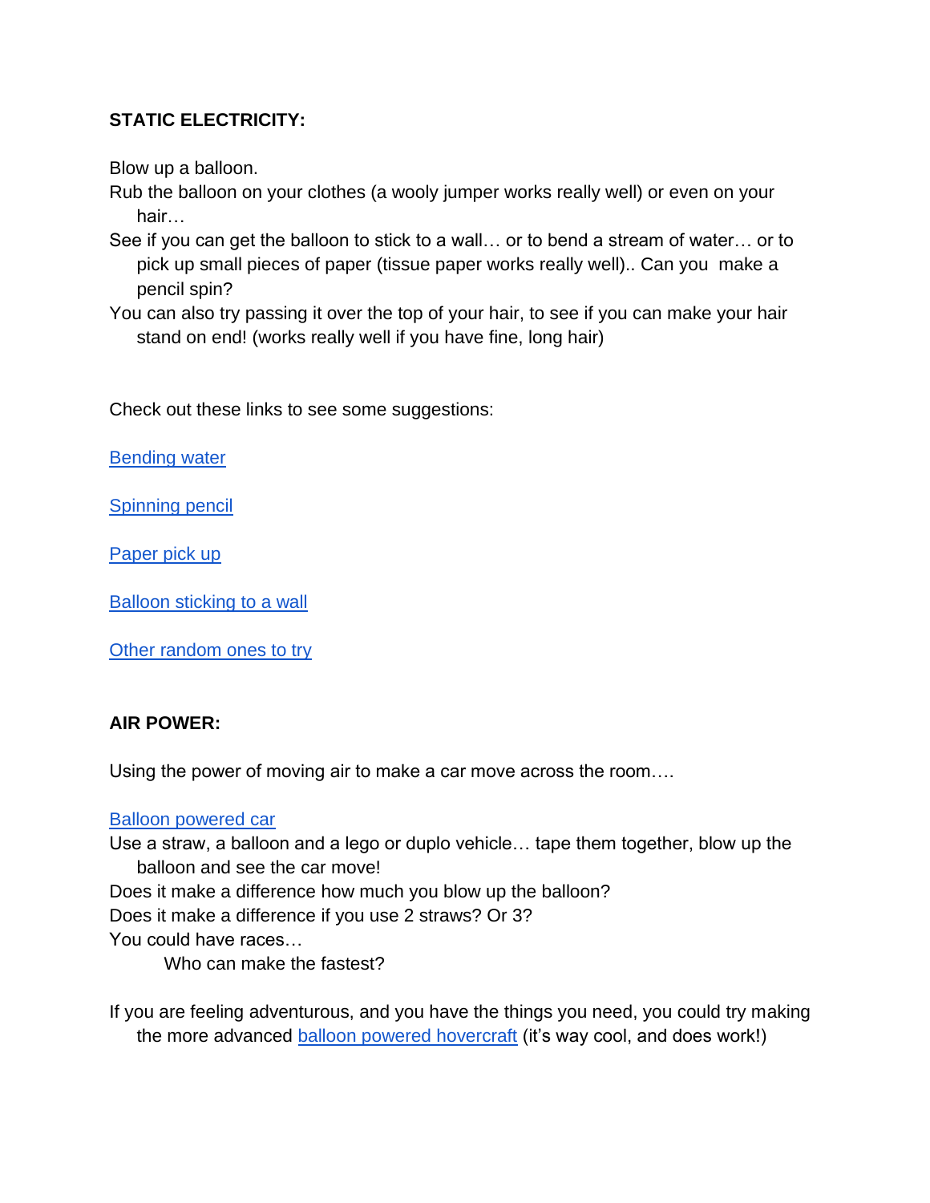**STATIC ELECTRICITY:**

Blow up a balloon.

Rub the balloon on your clothes (a wooly jumper works really well) or even on your hair…

See if you can get the balloon to stick to a wall… or to bend a stream of water… or to pick up small pieces of paper (tissue paper works really well).. Can you make a pencil spin?

You can also try passing it over the top of your hair, to see if you can make your hair stand on end! (works really well if you have fine, long hair)

Check out these links to see some suggestions:

Bending water

Spinning pencil

Paper pick up

Balloon sticking to a wall

Other random ones to try

**AIR POWER:**

Using the power of moving air to make a car move across the room….

Balloon powered car

Use a straw, a balloon and a lego or duplo vehicle… tape them together, blow up the balloon and see the car move!

Does it make a difference how much you blow up the balloon?

Does it make a difference if you use 2 straws? Or 3?

You could have races…

Who can make the fastest?

If you are feeling adventurous, and you have the things you need, you could try making the more advanced balloon powered hovercraft (it's way cool, and does work!)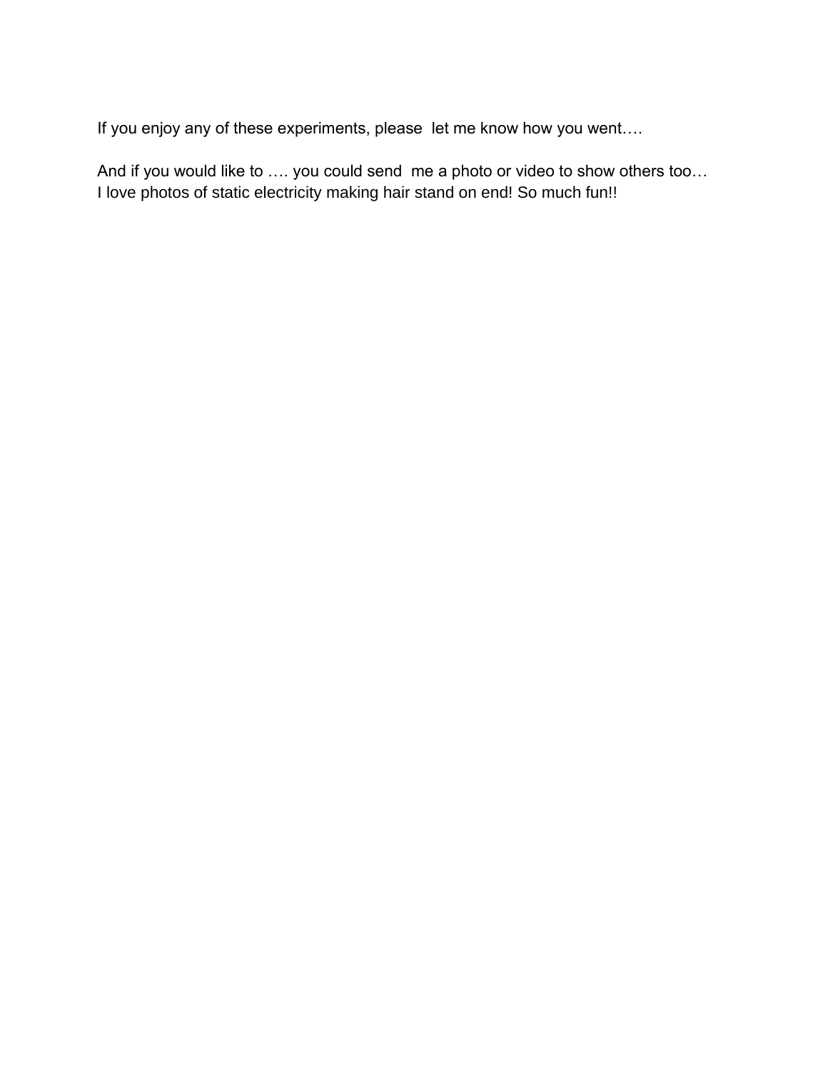If you enjoy any of these experiments, please  let me know how you went….

And if you would like to …. you could send  me a photo or video to show others too…
I love photos of static electricity making hair stand on end! So much fun!!